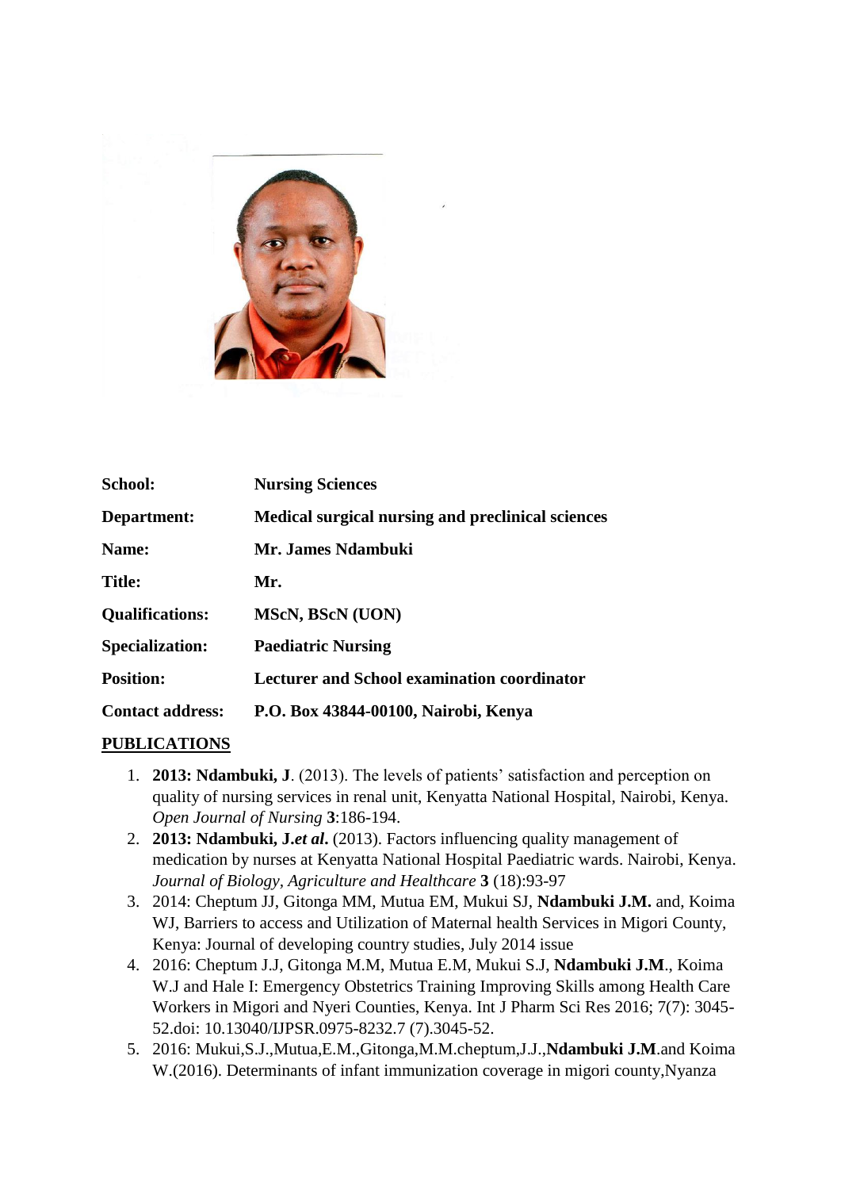| | |
|---|---|
| **School:** | **Nursing Sciences** |
| **Department:** | **Medical surgical nursing and preclinical sciences** |
| **Name:** | **Mr. James Ndambuki** |
| **Title:** | **Mr.** |
| **Qualifications:** | **MScN, BScN (UON)** |
| **Specialization:** | **Paediatric Nursing** |
| **Position:** | **Lecturer and School examination coordinator** |
| **Contact address:** | **P.O. Box 43844-00100, Nairobi, Kenya** |

**PUBLICATIONS**

1. **2013: Ndambuki, J**. (2013). The levels of patients' satisfaction and perception on quality of nursing services in renal unit, Kenyatta National Hospital, Nairobi, Kenya. *Open Journal of Nursing* **3**:186-194.
2. **2013: Ndambuki, J.*et al*.** (2013). Factors influencing quality management of medication by nurses at Kenyatta National Hospital Paediatric wards. Nairobi, Kenya. *Journal of Biology, Agriculture and Healthcare* **3** (18):93-97
3. 2014: Cheptum JJ, Gitonga MM, Mutua EM, Mukui SJ, **Ndambuki J.M.** and, Koima WJ, Barriers to access and Utilization of Maternal health Services in Migori County, Kenya: Journal of developing country studies, July 2014 issue
4. 2016: Cheptum J.J, Gitonga M.M, Mutua E.M, Mukui S.J, **Ndambuki J.M**., Koima W.J and Hale I: Emergency Obstetrics Training Improving Skills among Health Care Workers in Migori and Nyeri Counties, Kenya. Int J Pharm Sci Res 2016; 7(7): 3045-52.doi: 10.13040/IJPSR.0975-8232.7 (7).3045-52.
5. 2016: Mukui,S.J.,Mutua,E.M.,Gitonga,M.M.cheptum,J.J.,**Ndambuki J.M**.and Koima W.(2016). Determinants of infant immunization coverage in migori county,Nyanza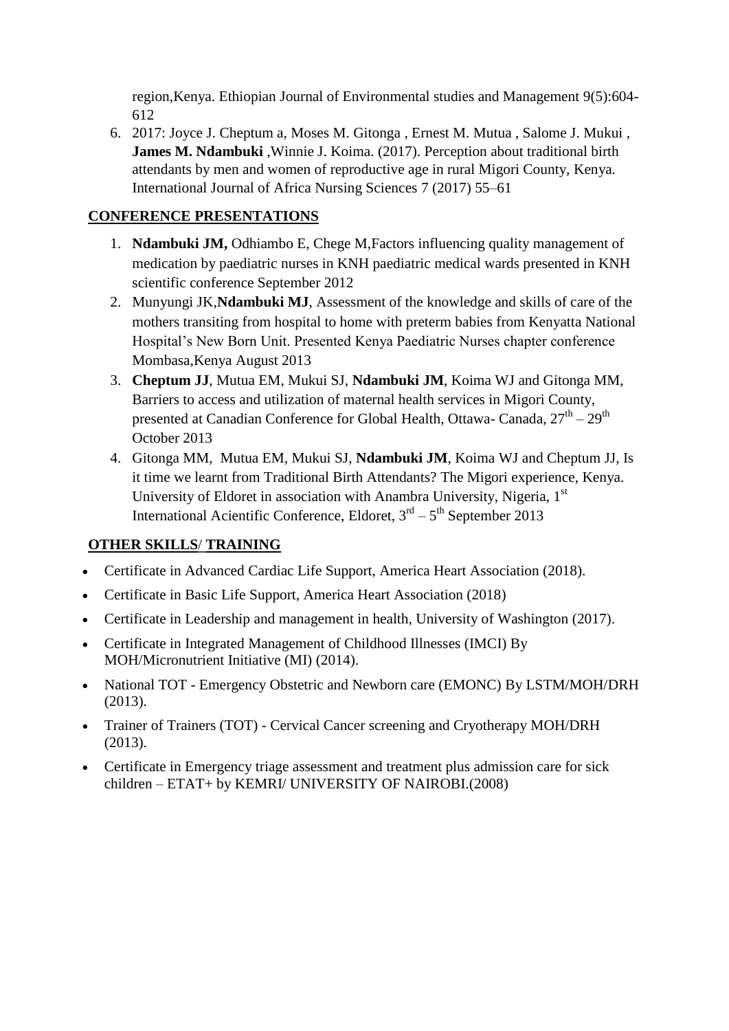region,Kenya. Ethiopian Journal of Environmental studies and Management 9(5):604-612

6. 2017: Joyce J. Cheptum a, Moses M. Gitonga , Ernest M. Mutua , Salome J. Mukui , **James M. Ndambuki** ,Winnie J. Koima. (2017). Perception about traditional birth attendants by men and women of reproductive age in rural Migori County, Kenya. International Journal of Africa Nursing Sciences 7 (2017) 55–61

## CONFERENCE PRESENTATIONS

1. **Ndambuki JM,** Odhiambo E, Chege M,Factors influencing quality management of medication by paediatric nurses in KNH paediatric medical wards presented in KNH scientific conference September 2012
2. Munyungi JK,**Ndambuki MJ**, Assessment of the knowledge and skills of care of the mothers transiting from hospital to home with preterm babies from Kenyatta National Hospital's New Born Unit. Presented Kenya Paediatric Nurses chapter conference Mombasa,Kenya August 2013
3. **Cheptum JJ**, Mutua EM, Mukui SJ, **Ndambuki JM**, Koima WJ and Gitonga MM, Barriers to access and utilization of maternal health services in Migori County, presented at Canadian Conference for Global Health, Ottawa- Canada, 27th – 29th October 2013
4. Gitonga MM, Mutua EM, Mukui SJ, **Ndambuki JM**, Koima WJ and Cheptum JJ, Is it time we learnt from Traditional Birth Attendants? The Migori experience, Kenya. University of Eldoret in association with Anambra University, Nigeria, 1st International Acientific Conference, Eldoret, 3rd – 5th September 2013

## OTHER SKILLS/ TRAINING

- Certificate in Advanced Cardiac Life Support, America Heart Association (2018).
- Certificate in Basic Life Support, America Heart Association (2018)
- Certificate in Leadership and management in health, University of Washington (2017).
- Certificate in Integrated Management of Childhood Illnesses (IMCI) By MOH/Micronutrient Initiative (MI) (2014).
- National TOT - Emergency Obstetric and Newborn care (EMONC) By LSTM/MOH/DRH (2013).
- Trainer of Trainers (TOT) - Cervical Cancer screening and Cryotherapy MOH/DRH (2013).
- Certificate in Emergency triage assessment and treatment plus admission care for sick children – ETAT+ by KEMRI/ UNIVERSITY OF NAIROBI.(2008)